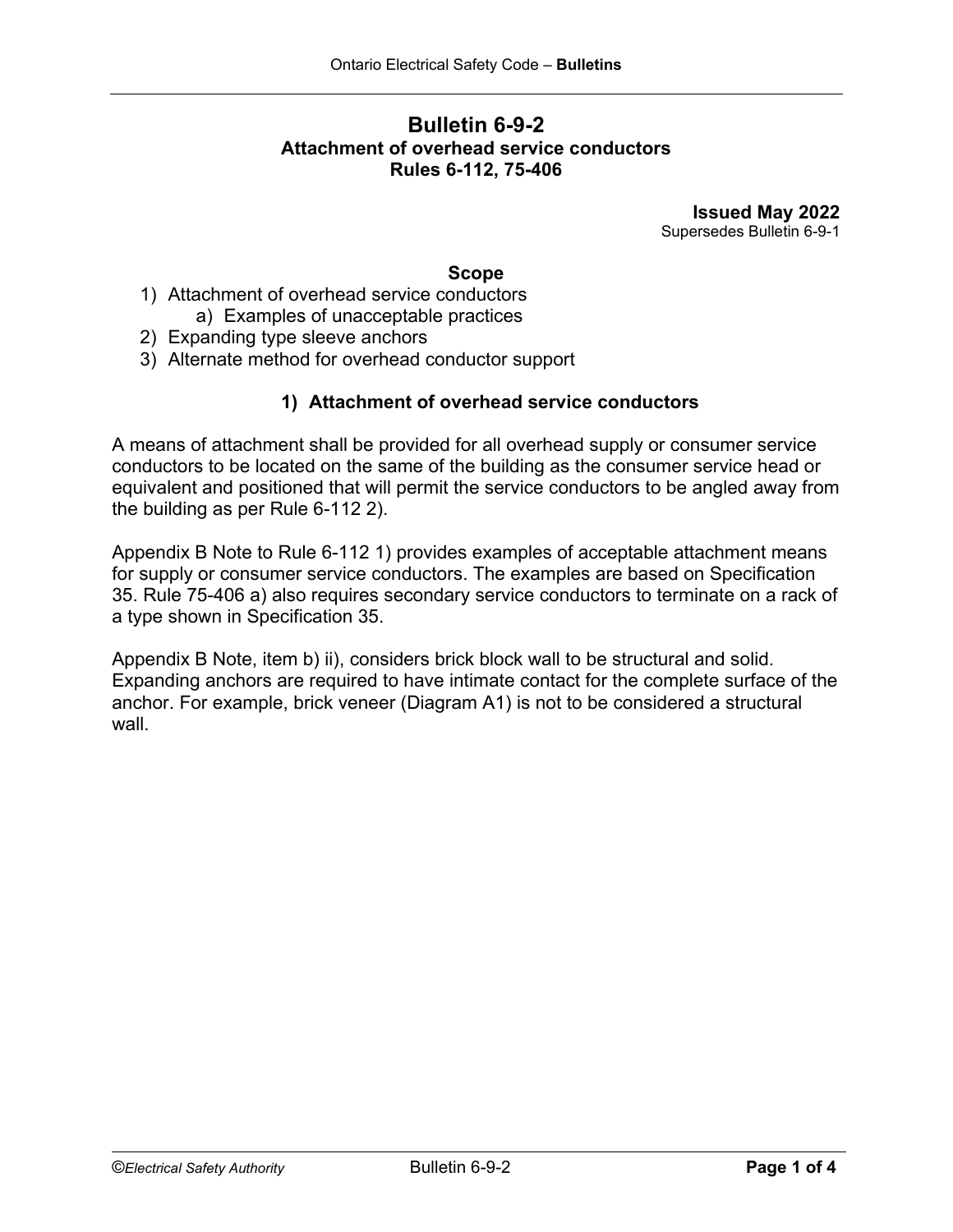# Bulletin 6-9-2
## Attachment of overhead service conductors
## Rules 6-112, 75-406

**Issued May 2022**
Supersedes Bulletin 6-9-1

### Scope

1) Attachment of overhead service conductors
   a) Examples of unacceptable practices
2) Expanding type sleeve anchors
3) Alternate method for overhead conductor support

### 1) Attachment of overhead service conductors

A means of attachment shall be provided for all overhead supply or consumer service conductors to be located on the same of the building as the consumer service head or equivalent and positioned that will permit the service conductors to be angled away from the building as per Rule 6-112 2).

Appendix B Note to Rule 6-112 1) provides examples of acceptable attachment means for supply or consumer service conductors. The examples are based on Specification 35. Rule 75-406 a) also requires secondary service conductors to terminate on a rack of a type shown in Specification 35.

Appendix B Note, item b) ii), considers brick block wall to be structural and solid. Expanding anchors are required to have intimate contact for the complete surface of the anchor. For example, brick veneer (Diagram A1) is not to be considered a structural wall.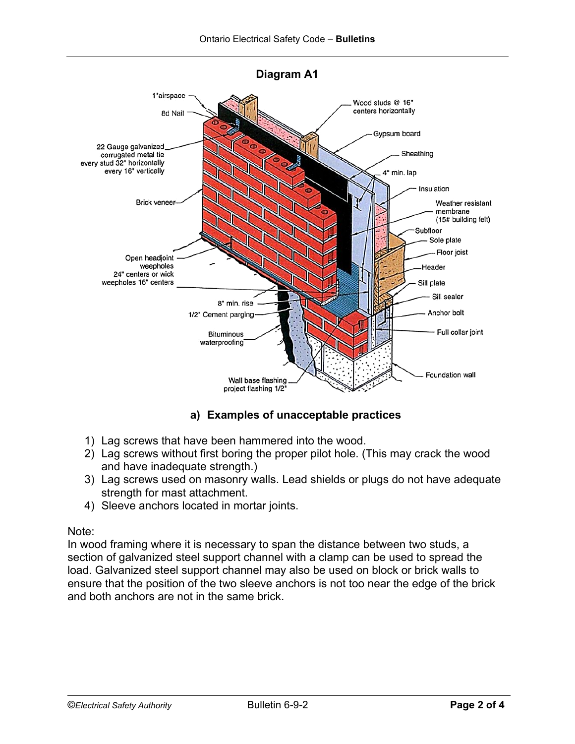**Diagram A1**

1"airspace

8d Nail

22 Gauge galvanized corrugated metal tie every stud 32" horizontally every 16" vertically

Brick veneer

Open headjoint weepholes 24" centers or wick weepholes 16" centers

8" min. rise

1/2" Cement parging

Bituminous waterproofing

Wall base flashing project flashing 1/2"

Wood studs @ 16" centers horizontally

Gypsum board

Sheathing

4" min. lap

Insulation

Weather resistant membrane (15# building felt)

Subfloor

Sole plate

Floor joist

Header

Sill plate

Sill sealer

Anchor bolt

Full collar joint

Foundation wall

## a) Examples of unacceptable practices

1) Lag screws that have been hammered into the wood.
2) Lag screws without first boring the proper pilot hole. (This may crack the wood and have inadequate strength.)
3) Lag screws used on masonry walls. Lead shields or plugs do not have adequate strength for mast attachment.
4) Sleeve anchors located in mortar joints.

Note:
In wood framing where it is necessary to span the distance between two studs, a section of galvanized steel support channel with a clamp can be used to spread the load. Galvanized steel support channel may also be used on block or brick walls to ensure that the position of the two sleeve anchors is not too near the edge of the brick and both anchors are not in the same brick.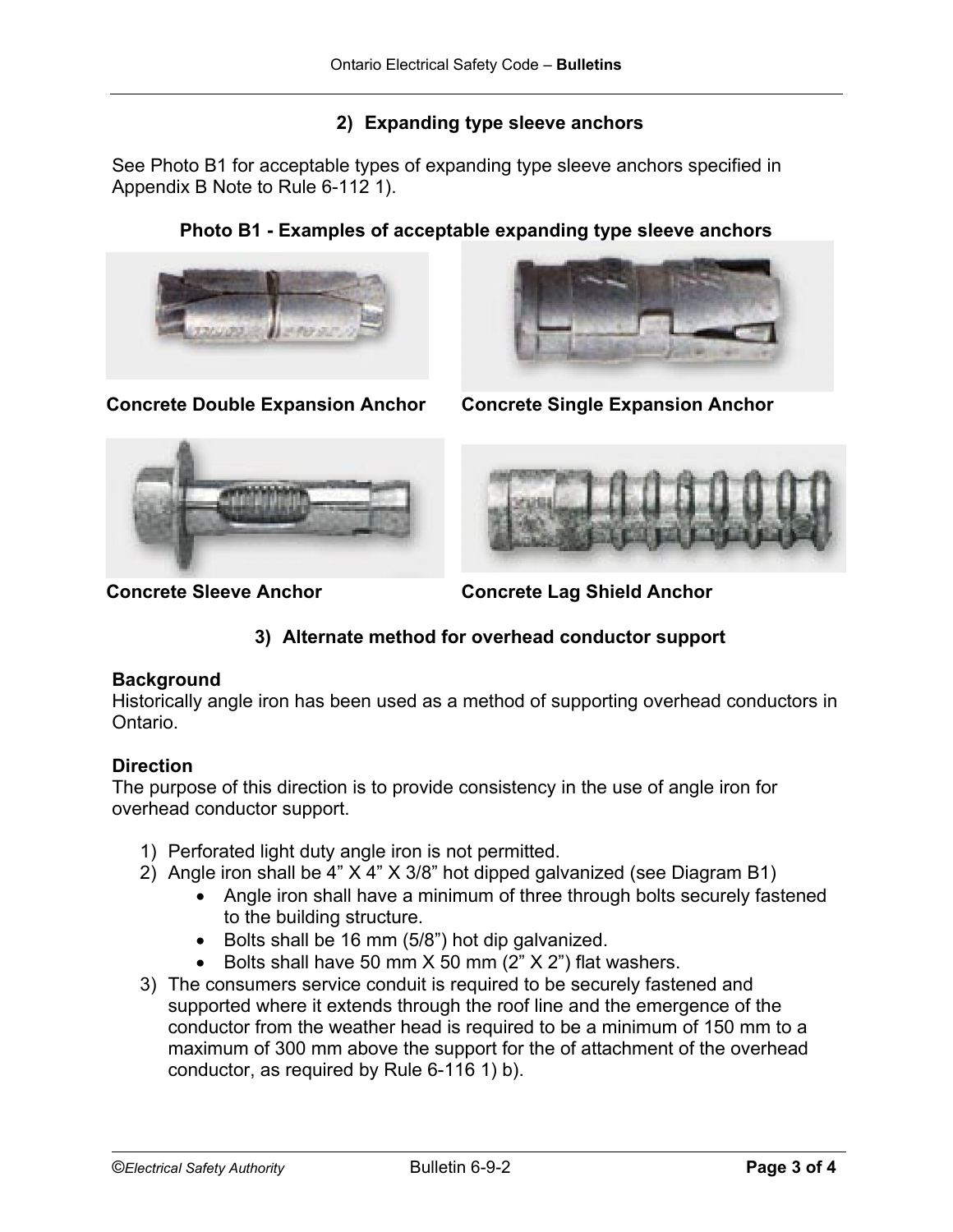## 2) Expanding type sleeve anchors

See Photo B1 for acceptable types of expanding type sleeve anchors specified in Appendix B Note to Rule 6-112 1).

**Photo B1 - Examples of acceptable expanding type sleeve anchors**

**Concrete Double Expansion Anchor**

**Concrete Single Expansion Anchor**

**Concrete Sleeve Anchor**

**Concrete Lag Shield Anchor**

## 3) Alternate method for overhead conductor support

**Background**
Historically angle iron has been used as a method of supporting overhead conductors in Ontario.

**Direction**
The purpose of this direction is to provide consistency in the use of angle iron for overhead conductor support.

1) Perforated light duty angle iron is not permitted.
2) Angle iron shall be 4" X 4" X 3/8" hot dipped galvanized (see Diagram B1)
   - Angle iron shall have a minimum of three through bolts securely fastened to the building structure.
   - Bolts shall be 16 mm (5/8") hot dip galvanized.
   - Bolts shall have 50 mm X 50 mm (2" X 2") flat washers.
3) The consumers service conduit is required to be securely fastened and supported where it extends through the roof line and the emergence of the conductor from the weather head is required to be a minimum of 150 mm to a maximum of 300 mm above the support for the of attachment of the overhead conductor, as required by Rule 6-116 1) b).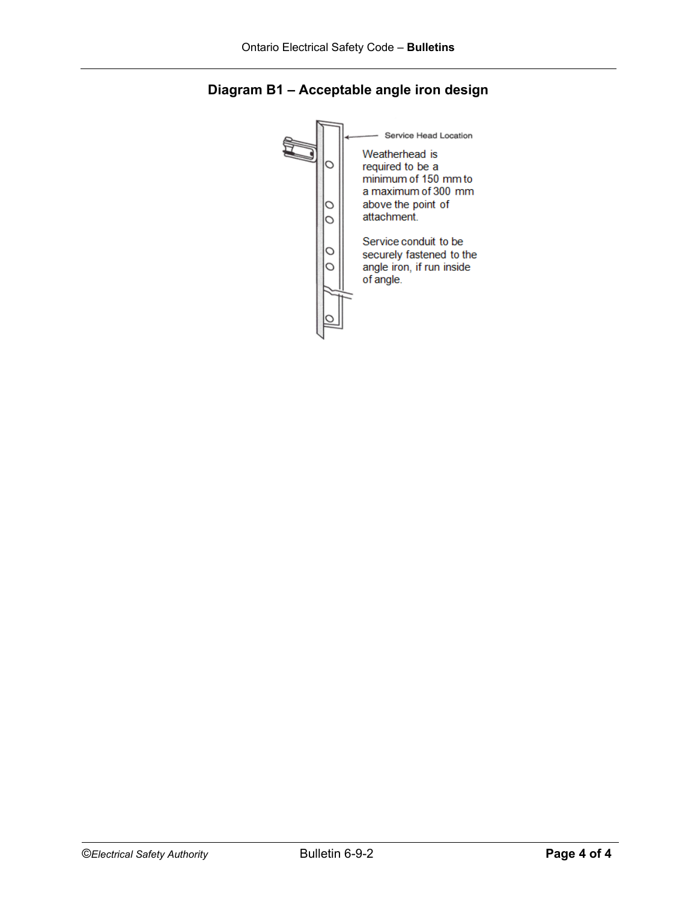## Diagram B1 – Acceptable angle iron design

Service Head Location

Weatherhead is required to be a minimum of 150 mm to a maximum of 300 mm above the point of attachment.

Service conduit to be securely fastened to the angle iron, if run inside of angle.